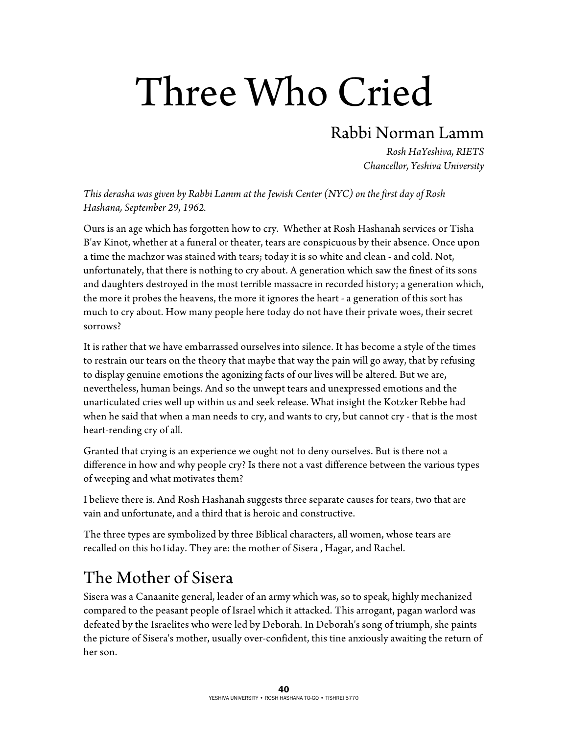# Three Who Cried

## Rabbi Norman Lamm

*Rosh HaYeshiva, RIETS*
*Chancellor, Yeshiva University*

*This derasha was given by Rabbi Lamm at the Jewish Center (NYC) on the first day of Rosh Hashana, September 29, 1962.*

Ours is an age which has forgotten how to cry. Whether at Rosh Hashanah services or Tisha B'av Kinot, whether at a funeral or theater, tears are conspicuous by their absence. Once upon a time the machzor was stained with tears; today it is so white and clean - and cold. Not, unfortunately, that there is nothing to cry about. A generation which saw the finest of its sons and daughters destroyed in the most terrible massacre in recorded history; a generation which, the more it probes the heavens, the more it ignores the heart - a generation of this sort has much to cry about. How many people here today do not have their private woes, their secret sorrows?

It is rather that we have embarrassed ourselves into silence. It has become a style of the times to restrain our tears on the theory that maybe that way the pain will go away, that by refusing to display genuine emotions the agonizing facts of our lives will be altered. But we are, nevertheless, human beings. And so the unwept tears and unexpressed emotions and the unarticulated cries well up within us and seek release. What insight the Kotzker Rebbe had when he said that when a man needs to cry, and wants to cry, but cannot cry - that is the most heart-rending cry of all.

Granted that crying is an experience we ought not to deny ourselves. But is there not a difference in how and why people cry? Is there not a vast difference between the various types of weeping and what motivates them?

I believe there is. And Rosh Hashanah suggests three separate causes for tears, two that are vain and unfortunate, and a third that is heroic and constructive.

The three types are symbolized by three Biblical characters, all women, whose tears are recalled on this ho1iday. They are: the mother of Sisera , Hagar, and Rachel.

## The Mother of Sisera

Sisera was a Canaanite general, leader of an army which was, so to speak, highly mechanized compared to the peasant people of Israel which it attacked. This arrogant, pagan warlord was defeated by the Israelites who were led by Deborah. In Deborah's song of triumph, she paints the picture of Sisera's mother, usually over-confident, this tine anxiously awaiting the return of her son.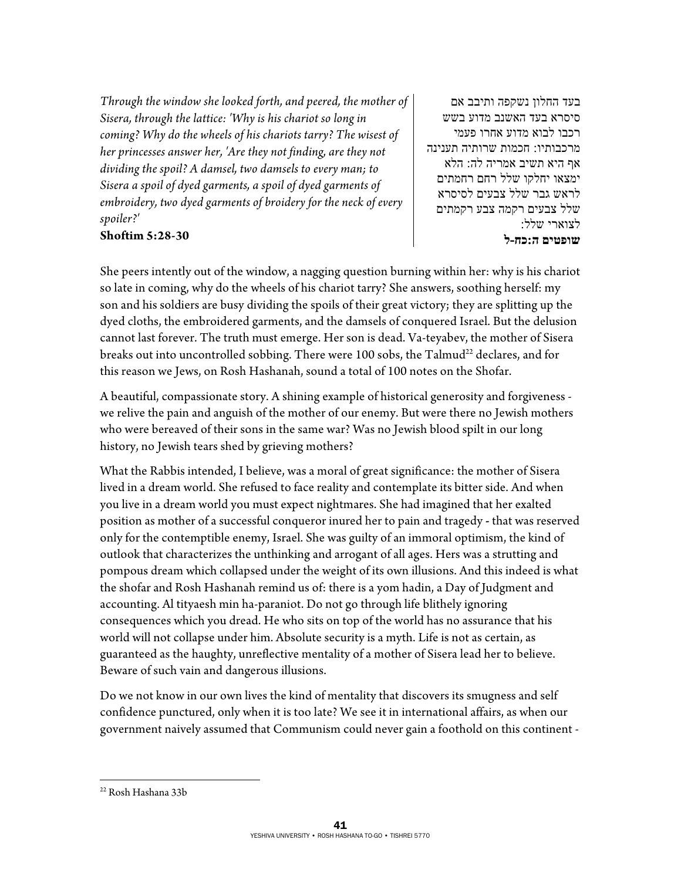*Through the window she looked forth, and peered, the mother of Sisera, through the lattice: 'Why is his chariot so long in coming? Why do the wheels of his chariots tarry? The wisest of her princesses answer her, 'Are they not finding, are they not dividing the spoil? A damsel, two damsels to every man; to Sisera a spoil of dyed garments, a spoil of dyed garments of embroidery, two dyed garments of broidery for the neck of every spoiler?'*

**Shoftim 5:28-30**

בעד החלון נשקפה ותיבב אם סיסרא בעד האשנב מדוע בשש רכבו לבוא מדוע אחרו פעמי מרכבותיו: חכמות שרותיה תעננה אף היא תשיב אמריה לה: הלא ימצאו יחלקו שלל רחם רחמתים לראש גבר שלל צבעים לסיסרא שלל צבעים רקמה צבע רקמתים לצוארי שלל:

**שופטים ה:כח-ל**

She peers intently out of the window, a nagging question burning within her: why is his chariot so late in coming, why do the wheels of his chariot tarry? She answers, soothing herself: my son and his soldiers are busy dividing the spoils of their great victory; they are splitting up the dyed cloths, the embroidered garments, and the damsels of conquered Israel. But the delusion cannot last forever. The truth must emerge. Her son is dead. Va-teyabev, the mother of Sisera breaks out into uncontrolled sobbing. There were 100 sobs, the Talmud[22] declares, and for this reason we Jews, on Rosh Hashanah, sound a total of 100 notes on the Shofar.

A beautiful, compassionate story. A shining example of historical generosity and forgiveness - we relive the pain and anguish of the mother of our enemy. But were there no Jewish mothers who were bereaved of their sons in the same war? Was no Jewish blood spilt in our long history, no Jewish tears shed by grieving mothers?

What the Rabbis intended, I believe, was a moral of great significance: the mother of Sisera lived in a dream world. She refused to face reality and contemplate its bitter side. And when you live in a dream world you must expect nightmares. She had imagined that her exalted position as mother of a successful conqueror inured her to pain and tragedy - that was reserved only for the contemptible enemy, Israel. She was guilty of an immoral optimism, the kind of outlook that characterizes the unthinking and arrogant of all ages. Hers was a strutting and pompous dream which collapsed under the weight of its own illusions. And this indeed is what the shofar and Rosh Hashanah remind us of: there is a yom hadin, a Day of Judgment and accounting. Al tityaesh min ha-paraniot. Do not go through life blithely ignoring consequences which you dread. He who sits on top of the world has no assurance that his world will not collapse under him. Absolute security is a myth. Life is not as certain, as guaranteed as the haughty, unreflective mentality of a mother of Sisera lead her to believe. Beware of such vain and dangerous illusions.

Do we not know in our own lives the kind of mentality that discovers its smugness and self confidence punctured, only when it is too late? We see it in international affairs, as when our government naively assumed that Communism could never gain a foothold on this continent -

[22] Rosh Hashana 33b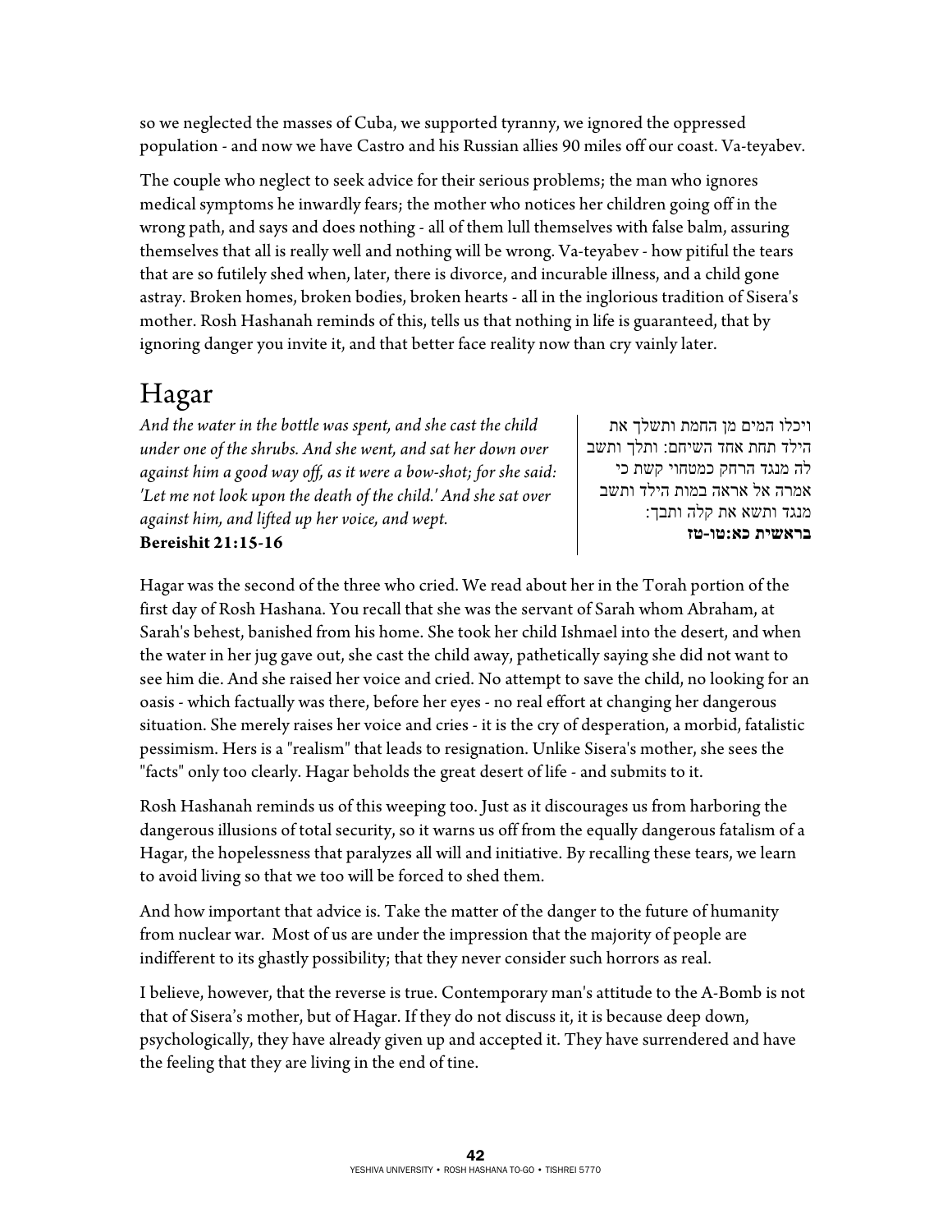so we neglected the masses of Cuba, we supported tyranny, we ignored the oppressed population - and now we have Castro and his Russian allies 90 miles off our coast. Va-teyabev.

The couple who neglect to seek advice for their serious problems; the man who ignores medical symptoms he inwardly fears; the mother who notices her children going off in the wrong path, and says and does nothing - all of them lull themselves with false balm, assuring themselves that all is really well and nothing will be wrong. Va-teyabev - how pitiful the tears that are so futilely shed when, later, there is divorce, and incurable illness, and a child gone astray. Broken homes, broken bodies, broken hearts - all in the inglorious tradition of Sisera's mother. Rosh Hashanah reminds of this, tells us that nothing in life is guaranteed, that by ignoring danger you invite it, and that better face reality now than cry vainly later.

# Hagar

*And the water in the bottle was spent, and she cast the child under one of the shrubs. And she went, and sat her down over against him a good way off, as it were a bow-shot; for she said: 'Let me not look upon the death of the child.' And she sat over against him, and lifted up her voice, and wept.*
**Bereishit 21:15-16**

ויכלו המים מן החמת ותשלך את הילד תחת אחד השיחם: ותלך ותשב לה מנגד הרחק כמטחוי קשת כי אמרה אל אראה במות הילד ותשב מנגד ותשא את קלה ותבך:
**בראשית כא:טו-טז**

Hagar was the second of the three who cried. We read about her in the Torah portion of the first day of Rosh Hashana. You recall that she was the servant of Sarah whom Abraham, at Sarah's behest, banished from his home. She took her child Ishmael into the desert, and when the water in her jug gave out, she cast the child away, pathetically saying she did not want to see him die. And she raised her voice and cried. No attempt to save the child, no looking for an oasis - which factually was there, before her eyes - no real effort at changing her dangerous situation. She merely raises her voice and cries - it is the cry of desperation, a morbid, fatalistic pessimism. Hers is a "realism" that leads to resignation. Unlike Sisera's mother, she sees the "facts" only too clearly. Hagar beholds the great desert of life - and submits to it.

Rosh Hashanah reminds us of this weeping too. Just as it discourages us from harboring the dangerous illusions of total security, so it warns us off from the equally dangerous fatalism of a Hagar, the hopelessness that paralyzes all will and initiative. By recalling these tears, we learn to avoid living so that we too will be forced to shed them.

And how important that advice is. Take the matter of the danger to the future of humanity from nuclear war. Most of us are under the impression that the majority of people are indifferent to its ghastly possibility; that they never consider such horrors as real.

I believe, however, that the reverse is true. Contemporary man's attitude to the A-Bomb is not that of Sisera's mother, but of Hagar. If they do not discuss it, it is because deep down, psychologically, they have already given up and accepted it. They have surrendered and have the feeling that they are living in the end of tine.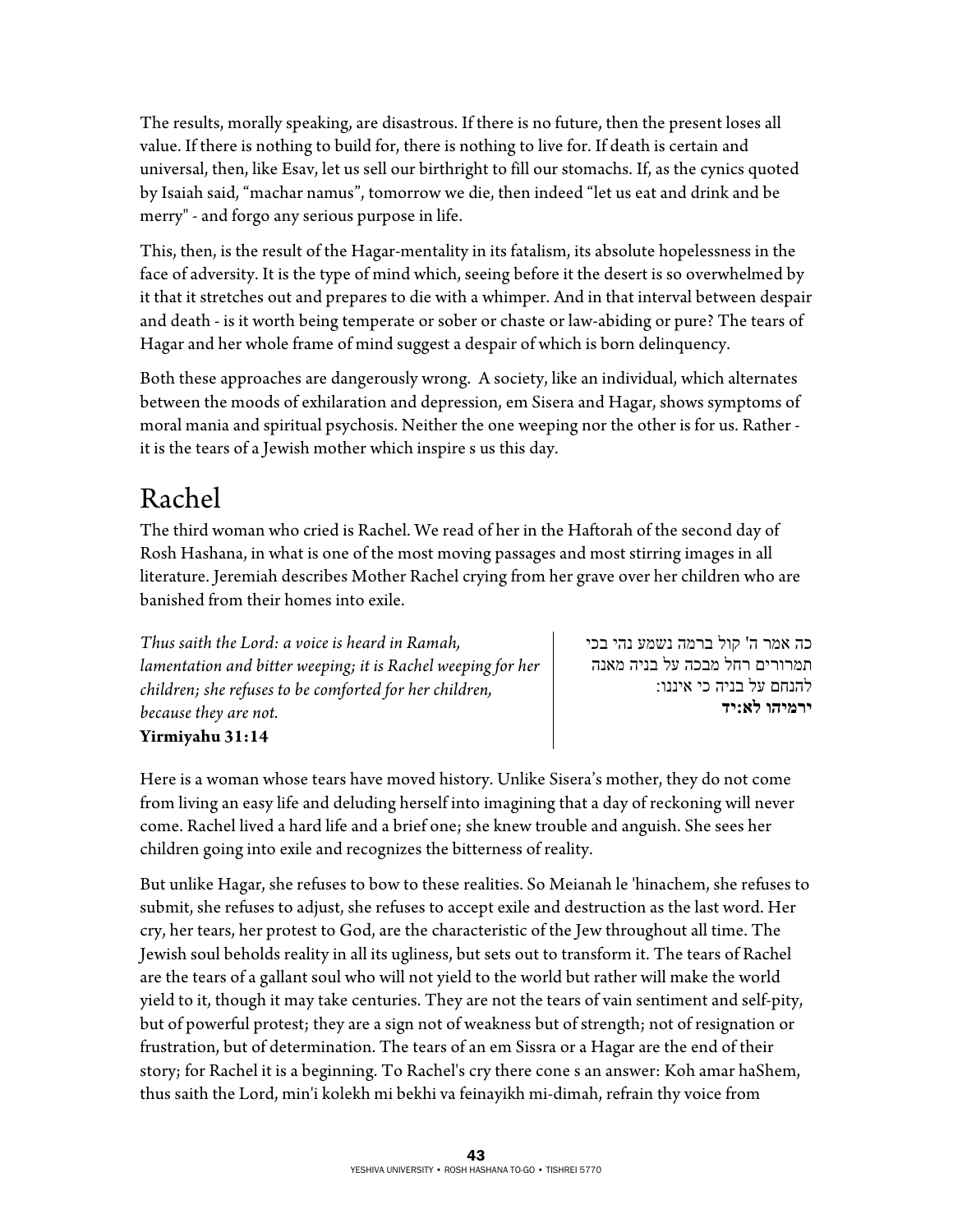The results, morally speaking, are disastrous. If there is no future, then the present loses all value. If there is nothing to build for, there is nothing to live for. If death is certain and universal, then, like Esav, let us sell our birthright to fill our stomachs. If, as the cynics quoted by Isaiah said, "machar namus", tomorrow we die, then indeed "let us eat and drink and be merry" - and forgo any serious purpose in life.

This, then, is the result of the Hagar-mentality in its fatalism, its absolute hopelessness in the face of adversity. It is the type of mind which, seeing before it the desert is so overwhelmed by it that it stretches out and prepares to die with a whimper. And in that interval between despair and death - is it worth being temperate or sober or chaste or law-abiding or pure? The tears of Hagar and her whole frame of mind suggest a despair of which is born delinquency.

Both these approaches are dangerously wrong. A society, like an individual, which alternates between the moods of exhilaration and depression, em Sisera and Hagar, shows symptoms of moral mania and spiritual psychosis. Neither the one weeping nor the other is for us. Rather - it is the tears of a Jewish mother which inspire s us this day.

## Rachel

The third woman who cried is Rachel. We read of her in the Haftorah of the second day of Rosh Hashana, in what is one of the most moving passages and most stirring images in all literature. Jeremiah describes Mother Rachel crying from her grave over her children who are banished from their homes into exile.

*Thus saith the Lord: a voice is heard in Ramah, lamentation and bitter weeping; it is Rachel weeping for her children; she refuses to be comforted for her children, because they are not.*
**Yirmiyahu 31:14**

כה אמר ה' קול ברמה נשמע נהי בכי תמרורים רחל מבכה על בניה מאנה להנחם על בניה כי איננו:
**ירמיהו לא:יד**

Here is a woman whose tears have moved history. Unlike Sisera's mother, they do not come from living an easy life and deluding herself into imagining that a day of reckoning will never come. Rachel lived a hard life and a brief one; she knew trouble and anguish. She sees her children going into exile and recognizes the bitterness of reality.

But unlike Hagar, she refuses to bow to these realities. So Meianah le 'hinachem, she refuses to submit, she refuses to adjust, she refuses to accept exile and destruction as the last word. Her cry, her tears, her protest to God, are the characteristic of the Jew throughout all time. The Jewish soul beholds reality in all its ugliness, but sets out to transform it. The tears of Rachel are the tears of a gallant soul who will not yield to the world but rather will make the world yield to it, though it may take centuries. They are not the tears of vain sentiment and self-pity, but of powerful protest; they are a sign not of weakness but of strength; not of resignation or frustration, but of determination. The tears of an em Sissra or a Hagar are the end of their story; for Rachel it is a beginning. To Rachel's cry there cone s an answer: Koh amar haShem, thus saith the Lord, min'i kolekh mi bekhi va feinayikh mi-dimah, refrain thy voice from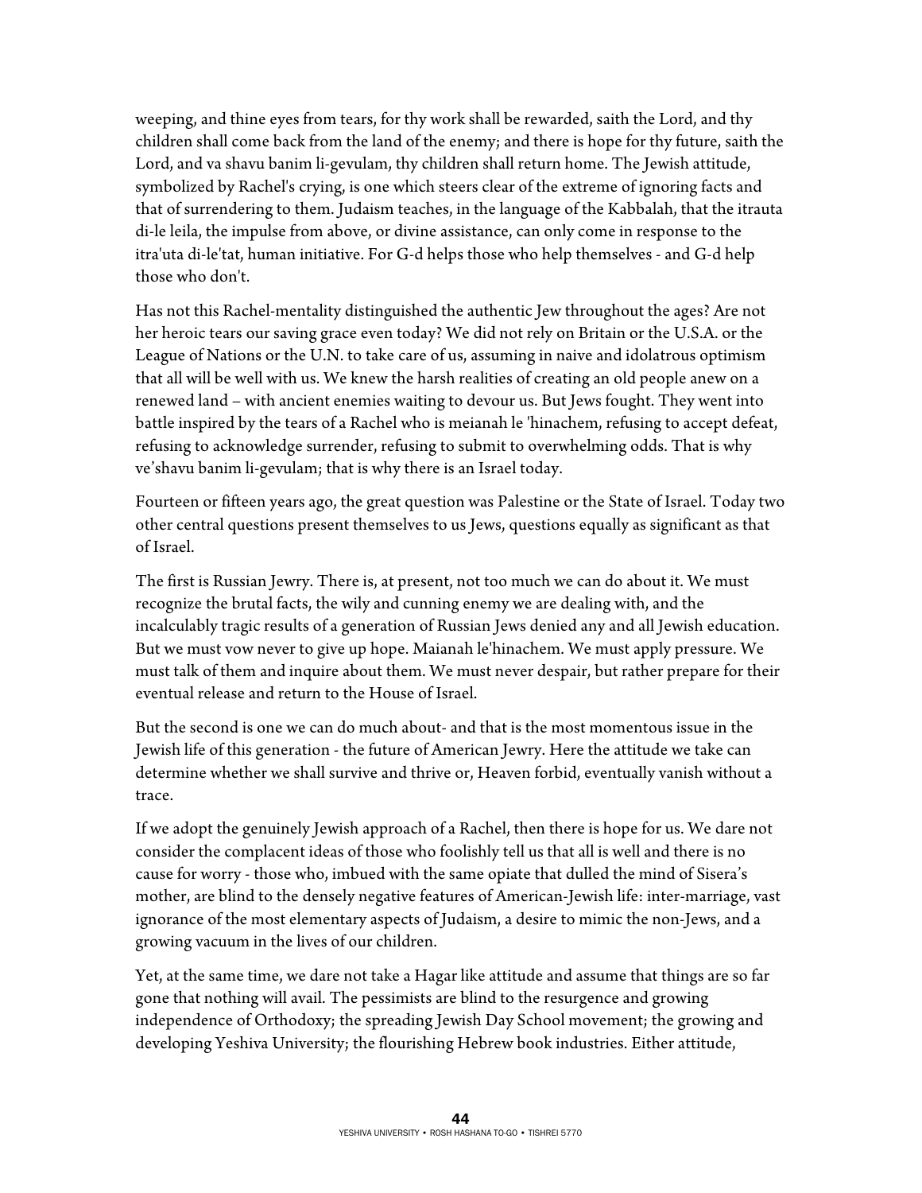weeping, and thine eyes from tears, for thy work shall be rewarded, saith the Lord, and thy children shall come back from the land of the enemy; and there is hope for thy future, saith the Lord, and va shavu banim li-gevulam, thy children shall return home. The Jewish attitude, symbolized by Rachel's crying, is one which steers clear of the extreme of ignoring facts and that of surrendering to them. Judaism teaches, in the language of the Kabbalah, that the itrauta di-le leila, the impulse from above, or divine assistance, can only come in response to the itra'uta di-le'tat, human initiative. For G-d helps those who help themselves - and G-d help those who don't.

Has not this Rachel-mentality distinguished the authentic Jew throughout the ages? Are not her heroic tears our saving grace even today? We did not rely on Britain or the U.S.A. or the League of Nations or the U.N. to take care of us, assuming in naive and idolatrous optimism that all will be well with us. We knew the harsh realities of creating an old people anew on a renewed land – with ancient enemies waiting to devour us. But Jews fought. They went into battle inspired by the tears of a Rachel who is meianah le 'hinachem, refusing to accept defeat, refusing to acknowledge surrender, refusing to submit to overwhelming odds. That is why ve'shavu banim li-gevulam; that is why there is an Israel today.

Fourteen or fifteen years ago, the great question was Palestine or the State of Israel. Today two other central questions present themselves to us Jews, questions equally as significant as that of Israel.

The first is Russian Jewry. There is, at present, not too much we can do about it. We must recognize the brutal facts, the wily and cunning enemy we are dealing with, and the incalculably tragic results of a generation of Russian Jews denied any and all Jewish education. But we must vow never to give up hope. Maianah le'hinachem. We must apply pressure. We must talk of them and inquire about them. We must never despair, but rather prepare for their eventual release and return to the House of Israel.

But the second is one we can do much about- and that is the most momentous issue in the Jewish life of this generation - the future of American Jewry. Here the attitude we take can determine whether we shall survive and thrive or, Heaven forbid, eventually vanish without a trace.

If we adopt the genuinely Jewish approach of a Rachel, then there is hope for us. We dare not consider the complacent ideas of those who foolishly tell us that all is well and there is no cause for worry - those who, imbued with the same opiate that dulled the mind of Sisera's mother, are blind to the densely negative features of American-Jewish life: inter-marriage, vast ignorance of the most elementary aspects of Judaism, a desire to mimic the non-Jews, and a growing vacuum in the lives of our children.

Yet, at the same time, we dare not take a Hagar like attitude and assume that things are so far gone that nothing will avail. The pessimists are blind to the resurgence and growing independence of Orthodoxy; the spreading Jewish Day School movement; the growing and developing Yeshiva University; the flourishing Hebrew book industries. Either attitude,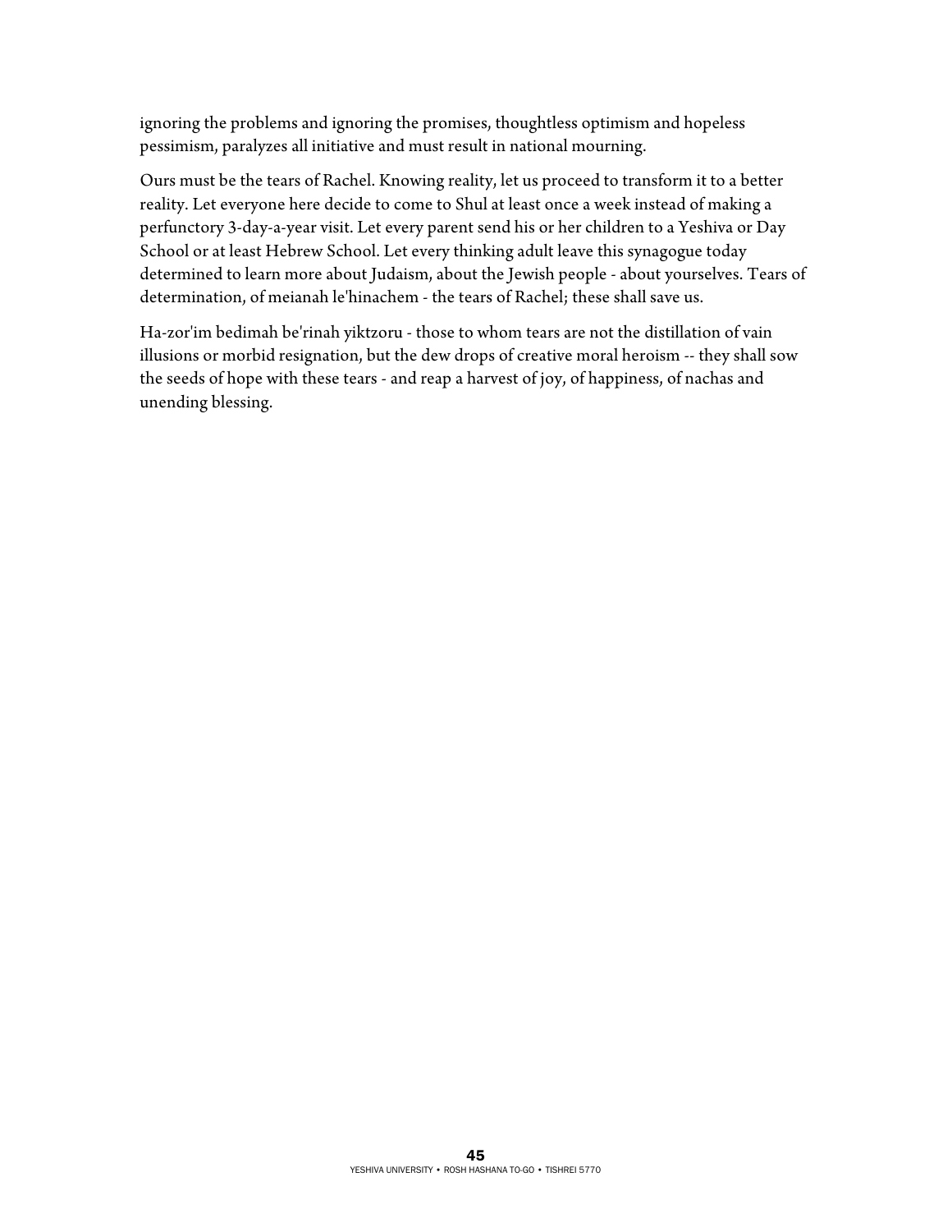ignoring the problems and ignoring the promises, thoughtless optimism and hopeless pessimism, paralyzes all initiative and must result in national mourning.

Ours must be the tears of Rachel. Knowing reality, let us proceed to transform it to a better reality. Let everyone here decide to come to Shul at least once a week instead of making a perfunctory 3-day-a-year visit. Let every parent send his or her children to a Yeshiva or Day School or at least Hebrew School. Let every thinking adult leave this synagogue today determined to learn more about Judaism, about the Jewish people - about yourselves. Tears of determination, of meianah le'hinachem - the tears of Rachel; these shall save us.

Ha-zor'im bedimah be'rinah yiktzoru - those to whom tears are not the distillation of vain illusions or morbid resignation, but the dew drops of creative moral heroism -- they shall sow the seeds of hope with these tears - and reap a harvest of joy, of happiness, of nachas and unending blessing.